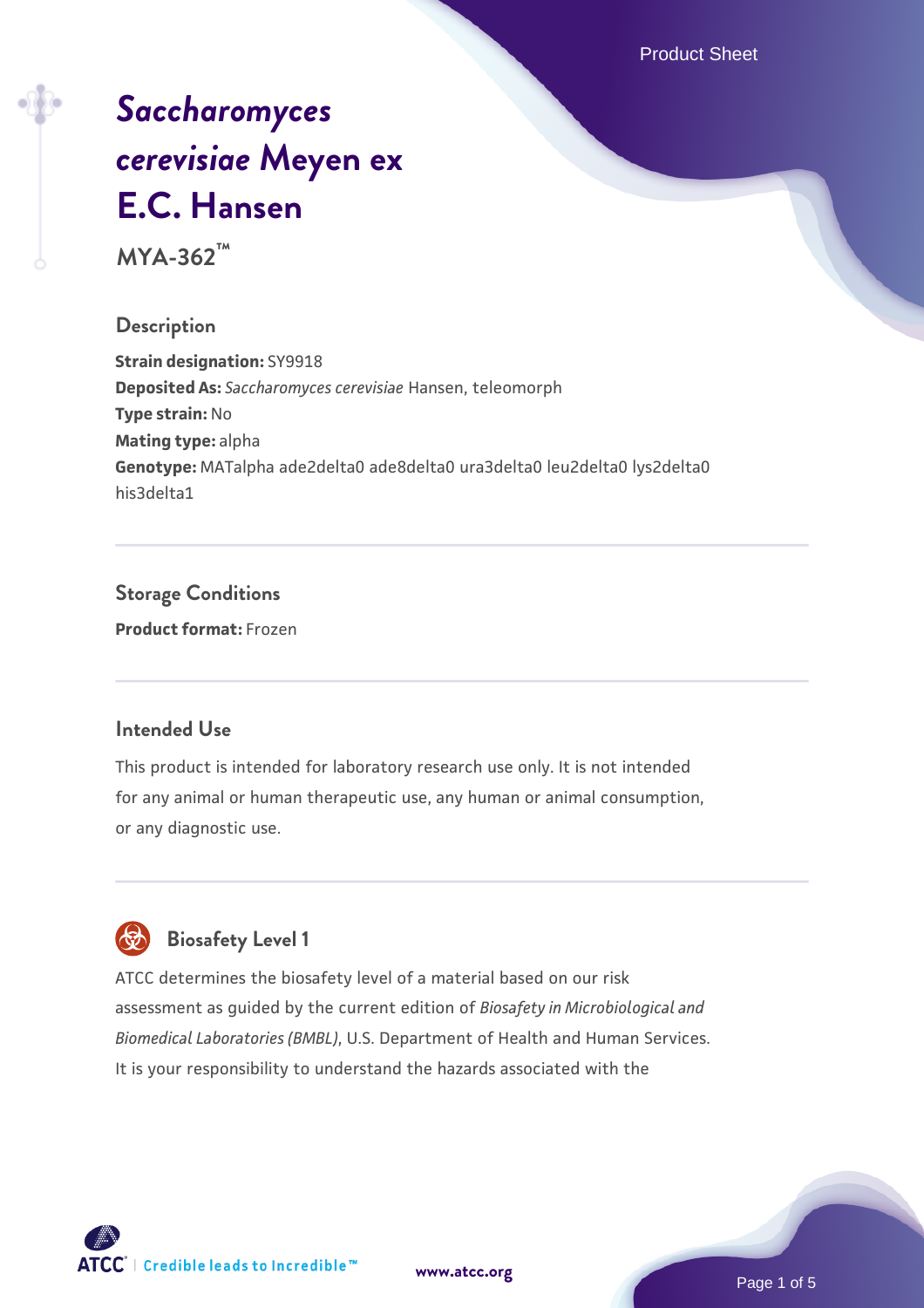# *Saccharomyces cerevisiae* Meyen ex E.C. Hansen

**MYA-362™**

## Description

**Strain designation:** SY9918

**Deposited As:** *Saccharomyces cerevisiae* Hansen, teleomorph

**Type strain:** No

**Mating type:** alpha

**Genotype:** MATalpha ade2delta0 ade8delta0 ura3delta0 leu2delta0 lys2delta0 his3delta1

## Storage Conditions

**Product format:** Frozen

## Intended Use

This product is intended for laboratory research use only. It is not intended for any animal or human therapeutic use, any human or animal consumption, or any diagnostic use.

## Biosafety Level 1

ATCC determines the biosafety level of a material based on our risk assessment as guided by the current edition of *Biosafety in Microbiological and Biomedical Laboratories (BMBL)*, U.S. Department of Health and Human Services. It is your responsibility to understand the hazards associated with the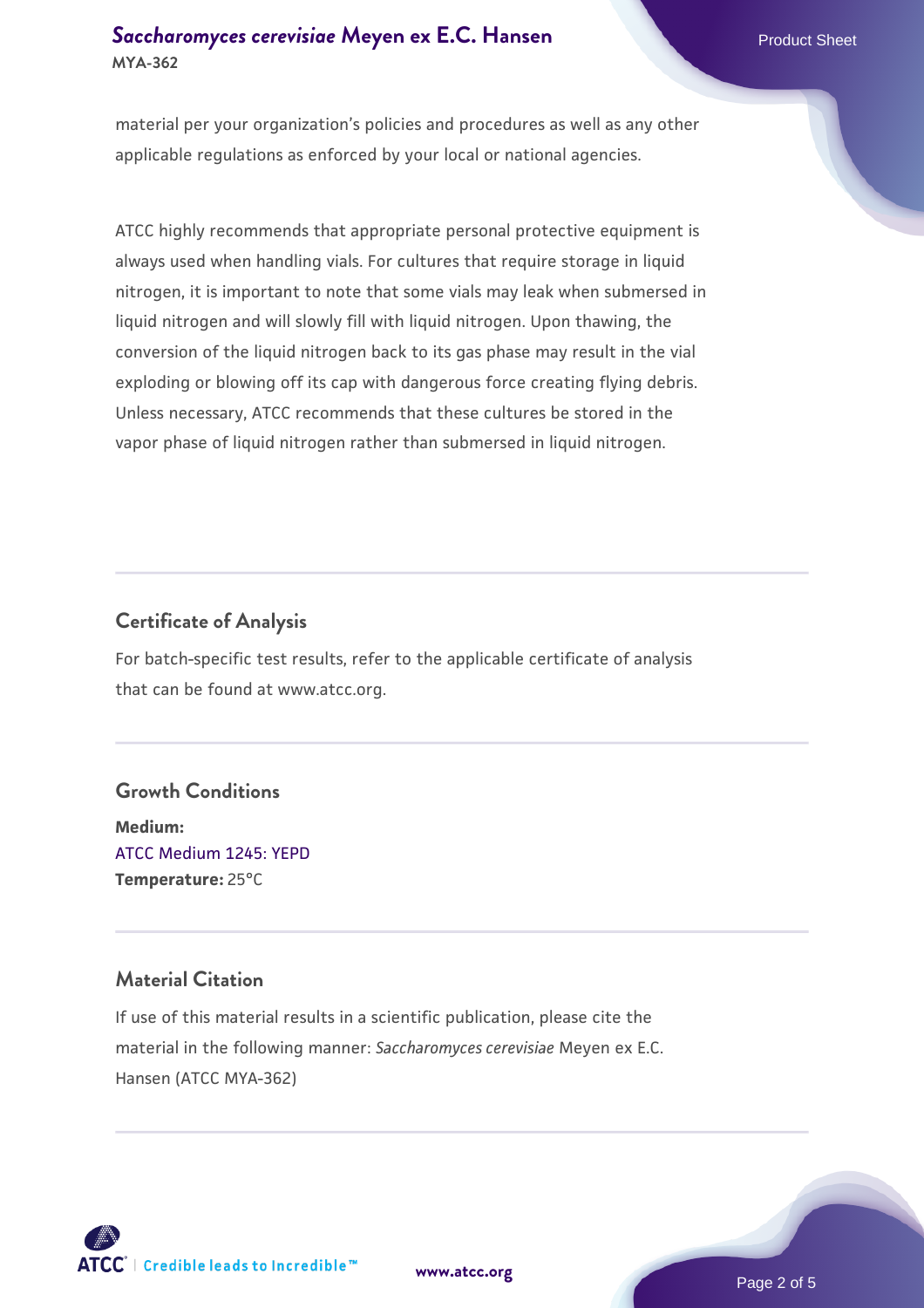material per your organization's policies and procedures as well as any other applicable regulations as enforced by your local or national agencies.

ATCC highly recommends that appropriate personal protective equipment is always used when handling vials. For cultures that require storage in liquid nitrogen, it is important to note that some vials may leak when submersed in liquid nitrogen and will slowly fill with liquid nitrogen. Upon thawing, the conversion of the liquid nitrogen back to its gas phase may result in the vial exploding or blowing off its cap with dangerous force creating flying debris. Unless necessary, ATCC recommends that these cultures be stored in the vapor phase of liquid nitrogen rather than submersed in liquid nitrogen.

## Certificate of Analysis

For batch-specific test results, refer to the applicable certificate of analysis that can be found at www.atcc.org.

## Growth Conditions

**Medium:**
ATCC Medium 1245: YEPD
**Temperature:** 25°C

## Material Citation

If use of this material results in a scientific publication, please cite the material in the following manner: *Saccharomyces cerevisiae* Meyen ex E.C. Hansen (ATCC MYA-362)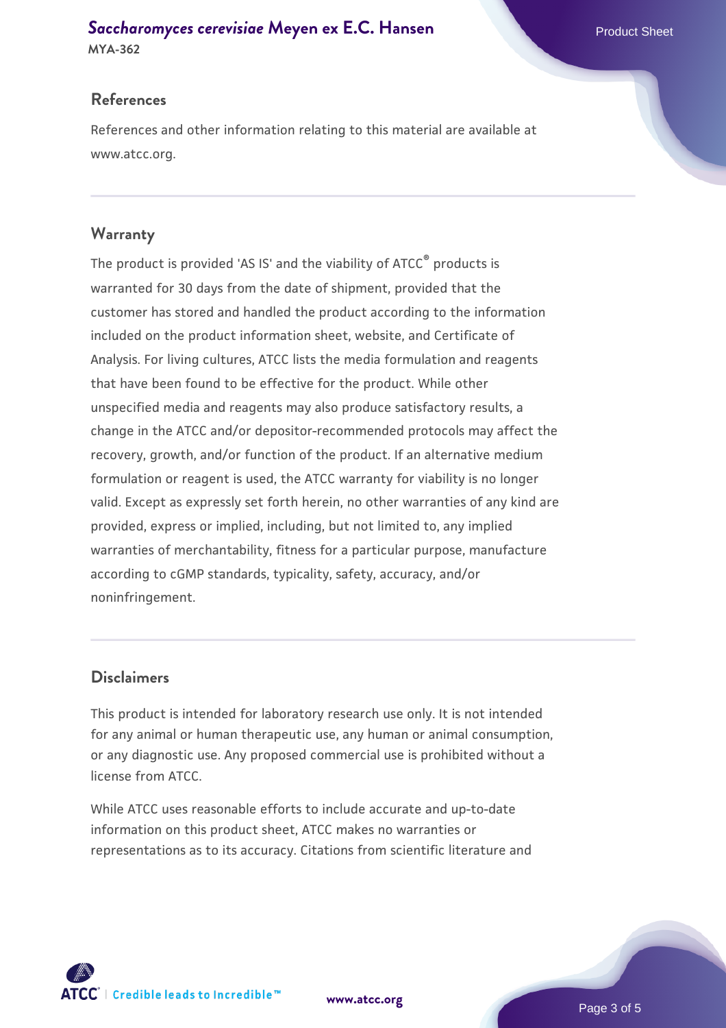## References

References and other information relating to this material are available at www.atcc.org.

## Warranty

The product is provided 'AS IS' and the viability of ATCC® products is warranted for 30 days from the date of shipment, provided that the customer has stored and handled the product according to the information included on the product information sheet, website, and Certificate of Analysis. For living cultures, ATCC lists the media formulation and reagents that have been found to be effective for the product. While other unspecified media and reagents may also produce satisfactory results, a change in the ATCC and/or depositor-recommended protocols may affect the recovery, growth, and/or function of the product. If an alternative medium formulation or reagent is used, the ATCC warranty for viability is no longer valid. Except as expressly set forth herein, no other warranties of any kind are provided, express or implied, including, but not limited to, any implied warranties of merchantability, fitness for a particular purpose, manufacture according to cGMP standards, typicality, safety, accuracy, and/or noninfringement.

## Disclaimers

This product is intended for laboratory research use only. It is not intended for any animal or human therapeutic use, any human or animal consumption, or any diagnostic use. Any proposed commercial use is prohibited without a license from ATCC.

While ATCC uses reasonable efforts to include accurate and up-to-date information on this product sheet, ATCC makes no warranties or representations as to its accuracy. Citations from scientific literature and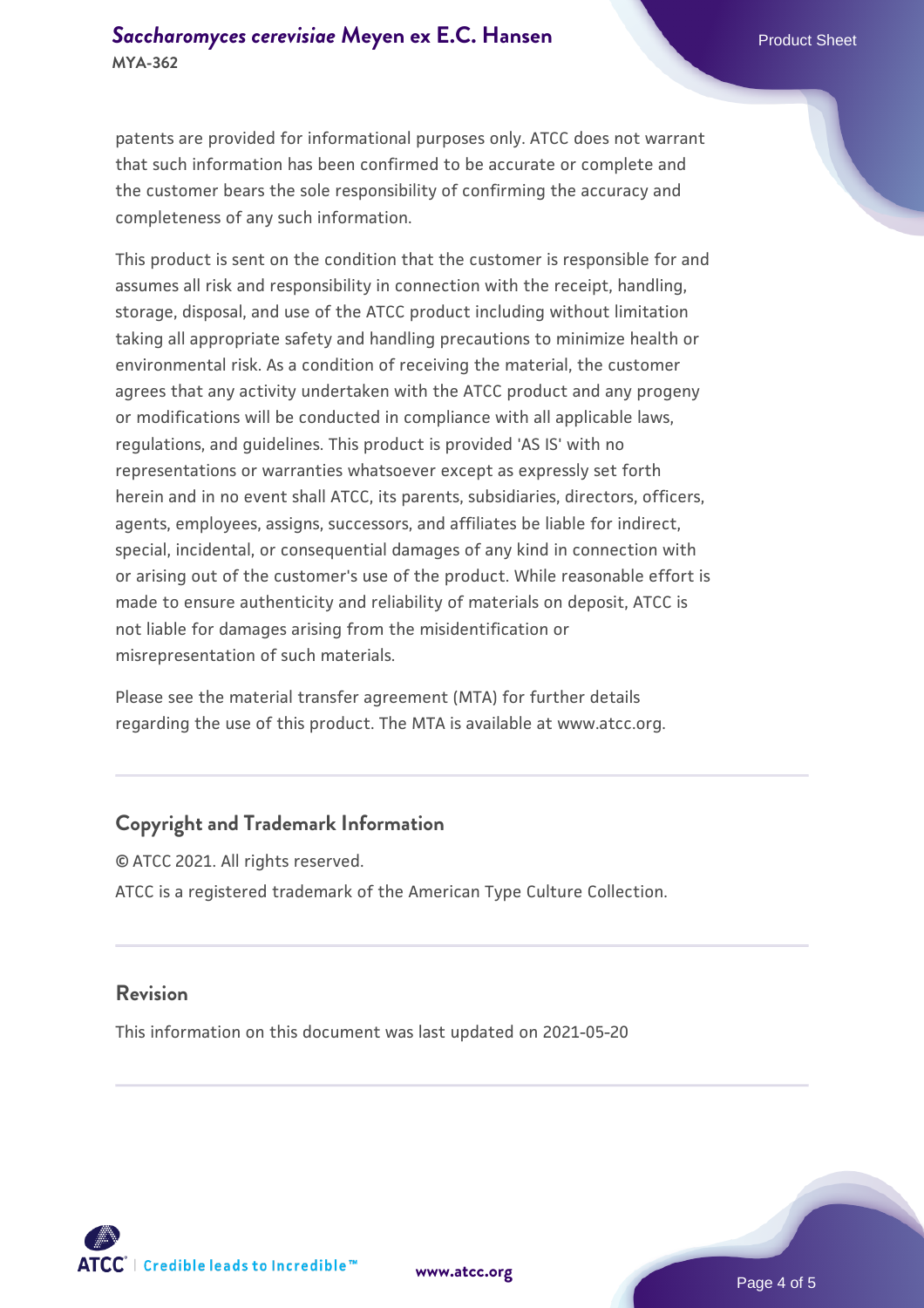patents are provided for informational purposes only. ATCC does not warrant that such information has been confirmed to be accurate or complete and the customer bears the sole responsibility of confirming the accuracy and completeness of any such information.

This product is sent on the condition that the customer is responsible for and assumes all risk and responsibility in connection with the receipt, handling, storage, disposal, and use of the ATCC product including without limitation taking all appropriate safety and handling precautions to minimize health or environmental risk. As a condition of receiving the material, the customer agrees that any activity undertaken with the ATCC product and any progeny or modifications will be conducted in compliance with all applicable laws, regulations, and guidelines. This product is provided 'AS IS' with no representations or warranties whatsoever except as expressly set forth herein and in no event shall ATCC, its parents, subsidiaries, directors, officers, agents, employees, assigns, successors, and affiliates be liable for indirect, special, incidental, or consequential damages of any kind in connection with or arising out of the customer's use of the product. While reasonable effort is made to ensure authenticity and reliability of materials on deposit, ATCC is not liable for damages arising from the misidentification or misrepresentation of such materials.

Please see the material transfer agreement (MTA) for further details regarding the use of this product. The MTA is available at www.atcc.org.

## Copyright and Trademark Information

© ATCC 2021. All rights reserved.

ATCC is a registered trademark of the American Type Culture Collection.

## Revision

This information on this document was last updated on 2021-05-20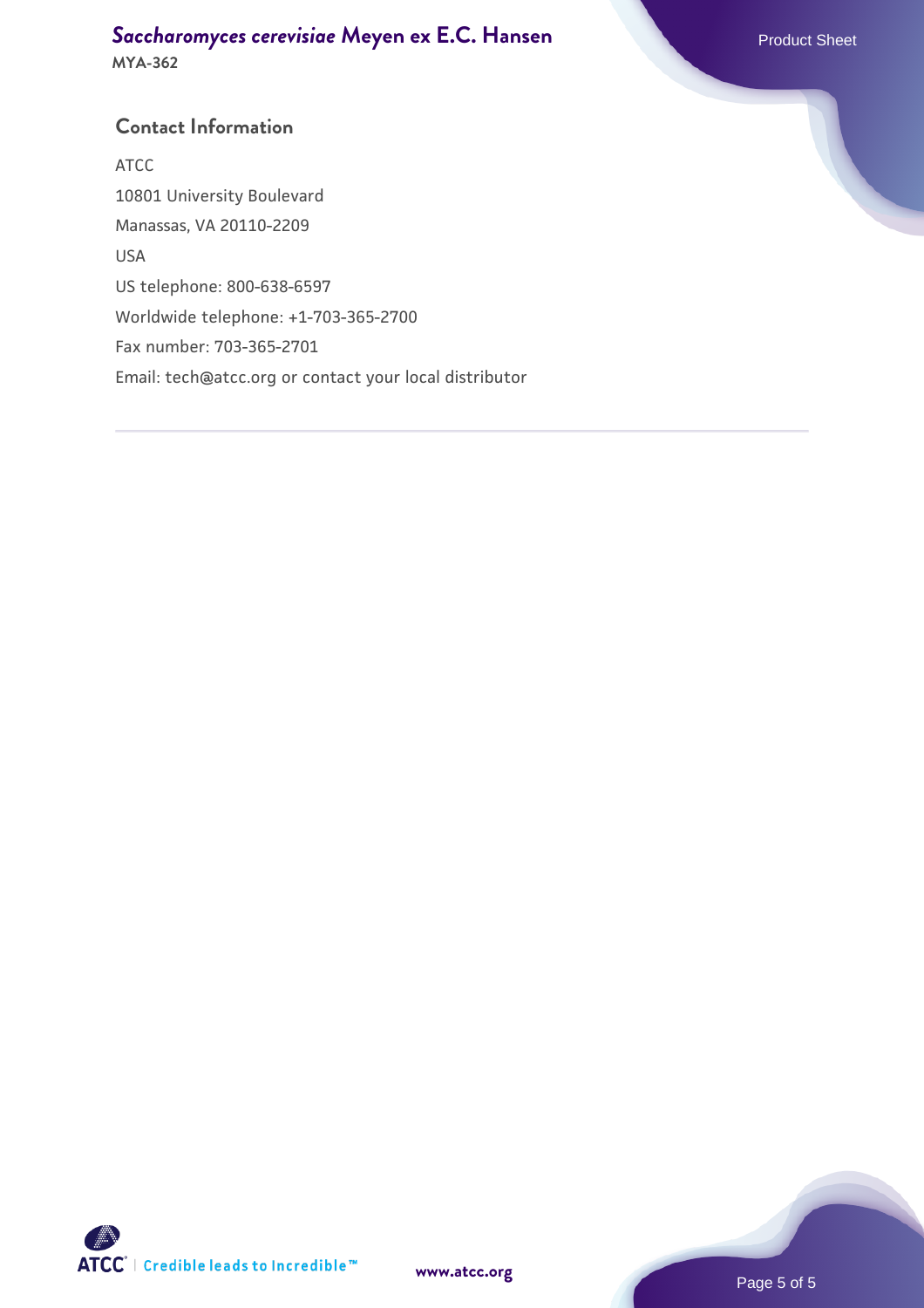## Contact Information

ATCC

10801 University Boulevard

Manassas, VA 20110-2209

USA

US telephone: 800-638-6597

Worldwide telephone: +1-703-365-2700

Fax number: 703-365-2701

Email: tech@atcc.org or contact your local distributor